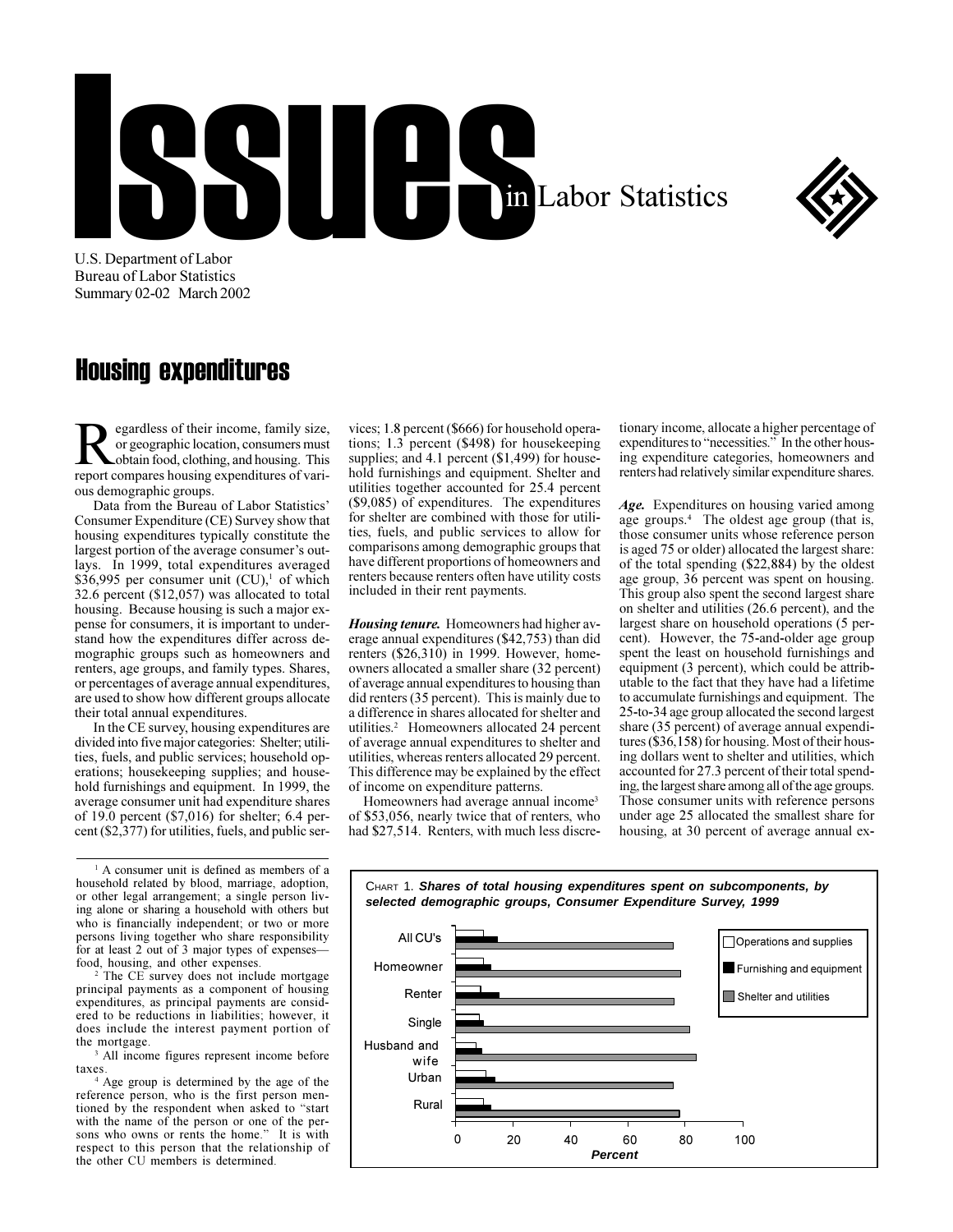# Issues in Labor Statistics

U.S. Department of Labor
Bureau of Labor Statistics
Summary 02-02 March 2002

## Housing expenditures

Regardless of their income, family size, or geographic location, consumers must obtain food, clothing, and housing. This report compares housing expenditures of various demographic groups.

Data from the Bureau of Labor Statistics' Consumer Expenditure (CE) Survey show that housing expenditures typically constitute the largest portion of the average consumer's outlays. In 1999, total expenditures averaged \$36,995 per consumer unit (CU),[1] of which 32.6 percent (\$12,057) was allocated to total housing. Because housing is such a major expense for consumers, it is important to understand how the expenditures differ across demographic groups such as homeowners and renters, age groups, and family types. Shares, or percentages of average annual expenditures, are used to show how different groups allocate their total annual expenditures.

In the CE survey, housing expenditures are divided into five major categories: Shelter; utilities, fuels, and public services; household operations; housekeeping supplies; and household furnishings and equipment. In 1999, the average consumer unit had expenditure shares of 19.0 percent (\$7,016) for shelter; 6.4 percent (\$2,377) for utilities, fuels, and public services; 1.8 percent (\$666) for household operations; 1.3 percent (\$498) for housekeeping supplies; and 4.1 percent (\$1,499) for household furnishings and equipment. Shelter and utilities together accounted for 25.4 percent (\$9,085) of expenditures. The expenditures for shelter are combined with those for utilities, fuels, and public services to allow for comparisons among demographic groups that have different proportions of homeowners and renters because renters often have utility costs included in their rent payments.

***Housing tenure.*** Homeowners had higher average annual expenditures (\$42,753) than did renters (\$26,310) in 1999. However, homeowners allocated a smaller share (32 percent) of average annual expenditures to housing than did renters (35 percent). This is mainly due to a difference in shares allocated for shelter and utilities.[2] Homeowners allocated 24 percent of average annual expenditures to shelter and utilities, whereas renters allocated 29 percent. This difference may be explained by the effect of income on expenditure patterns.

Homeowners had average annual income[3] of \$53,056, nearly twice that of renters, who had \$27,514. Renters, with much less discretionary income, allocate a higher percentage of expenditures to "necessities." In the other housing expenditure categories, homeowners and renters had relatively similar expenditure shares.

***Age.*** Expenditures on housing varied among age groups.[4] The oldest age group (that is, those consumer units whose reference person is aged 75 or older) allocated the largest share: of the total spending (\$22,884) by the oldest age group, 36 percent was spent on housing. This group also spent the second largest share on shelter and utilities (26.6 percent), and the largest share on household operations (5 percent). However, the 75-and-older age group spent the least on household furnishings and equipment (3 percent), which could be attributable to the fact that they have had a lifetime to accumulate furnishings and equipment. The 25-to-34 age group allocated the second largest share (35 percent) of average annual expenditures (\$36,158) for housing. Most of their housing dollars went to shelter and utilities, which accounted for 27.3 percent of their total spending, the largest share among all of the age groups. Those consumer units with reference persons under age 25 allocated the smallest share for housing, at 30 percent of average annual ex-

CHART 1. ***Shares of total housing expenditures spent on subcomponents, by selected demographic groups, Consumer Expenditure Survey, 1999***

[1] A consumer unit is defined as members of a household related by blood, marriage, adoption, or other legal arrangement; a single person living alone or sharing a household with others but who is financially independent; or two or more persons living together who share responsibility for at least 2 out of 3 major types of expenses—food, housing, and other expenses.

[2] The CE survey does not include mortgage principal payments as a component of housing expenditures, as principal payments are considered to be reductions in liabilities; however, it does include the interest payment portion of the mortgage.

[3] All income figures represent income before taxes.

[4] Age group is determined by the age of the reference person, who is the first person mentioned by the respondent when asked to "start with the name of the person or one of the persons who owns or rents the home." It is with respect to this person that the relationship of the other CU members is determined.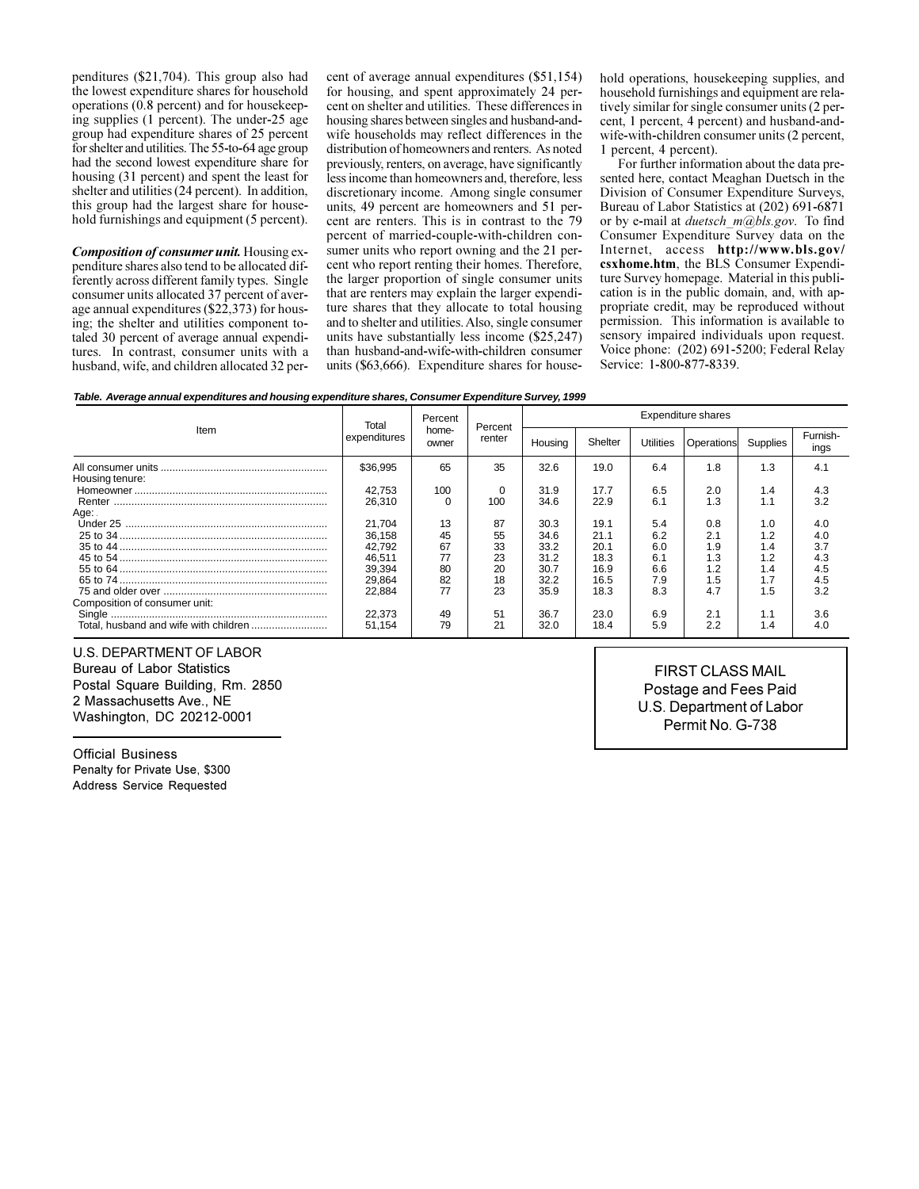penditures ($21,704). This group also had the lowest expenditure shares for household operations (0.8 percent) and for housekeeping supplies (1 percent). The under-25 age group had expenditure shares of 25 percent for shelter and utilities. The 55-to-64 age group had the second lowest expenditure share for housing (31 percent) and spent the least for shelter and utilities (24 percent). In addition, this group had the largest share for household furnishings and equipment (5 percent).

***Composition of consumer unit.*** Housing expenditure shares also tend to be allocated differently across different family types. Single consumer units allocated 37 percent of average annual expenditures ($22,373) for housing; the shelter and utilities component totaled 30 percent of average annual expenditures. In contrast, consumer units with a husband, wife, and children allocated 32 percent of average annual expenditures ($51,154) for housing, and spent approximately 24 percent on shelter and utilities. These differences in housing shares between singles and husband-and-wife households may reflect differences in the distribution of homeowners and renters. As noted previously, renters, on average, have significantly less income than homeowners and, therefore, less discretionary income. Among single consumer units, 49 percent are homeowners and 51 percent are renters. This is in contrast to the 79 percent of married-couple-with-children consumer units who report owning and the 21 percent who report renting their homes. Therefore, the larger proportion of single consumer units that are renters may explain the larger expenditure shares that they allocate to total housing and to shelter and utilities. Also, single consumer units have substantially less income ($25,247) than husband-and-wife-with-children consumer units ($63,666). Expenditure shares for household operations, housekeeping supplies, and household furnishings and equipment are relatively similar for single consumer units (2 percent, 1 percent, 4 percent) and husband-and-wife-with-children consumer units (2 percent, 1 percent, 4 percent).

For further information about the data presented here, contact Meaghan Duetsch in the Division of Consumer Expenditure Surveys, Bureau of Labor Statistics at (202) 691-6871 or by e-mail at *duetsch_m@bls.gov*. To find Consumer Expenditure Survey data on the Internet, access **http://www.bls.gov/csxhome.htm**, the BLS Consumer Expenditure Survey homepage. Material in this publication is in the public domain, and, with appropriate credit, may be reproduced without permission. This information is available to sensory impaired individuals upon request. Voice phone: (202) 691-5200; Federal Relay Service: 1-800-877-8339.

***Table. Average annual expenditures and housing expenditure shares, Consumer Expenditure Survey, 1999***

| Item | Total expenditures | Percent home-owner | Percent renter | Expenditure shares | | | | | |
|---|---|---|---|---|---|---|---|---|---|
| | | | | Housing | Shelter | Utilities | Operations | Supplies | Furnish-ings |
| All consumer units | $36,995 | 65 | 35 | 32.6 | 19.0 | 6.4 | 1.8 | 1.3 | 4.1 |
| Housing tenure: | | | | | | | | | |
| Homeowner | 42,753 | 100 | 0 | 31.9 | 17.7 | 6.5 | 2.0 | 1.4 | 4.3 |
| Renter | 26,310 | 0 | 100 | 34.6 | 22.9 | 6.1 | 1.3 | 1.1 | 3.2 |
| Age: | | | | | | | | | |
| Under 25 | 21,704 | 13 | 87 | 30.3 | 19.1 | 5.4 | 0.8 | 1.0 | 4.0 |
| 25 to 34 | 36,158 | 45 | 55 | 34.6 | 21.1 | 6.2 | 2.1 | 1.2 | 4.0 |
| 35 to 44 | 42,792 | 67 | 33 | 33.2 | 20.1 | 6.0 | 1.9 | 1.4 | 3.7 |
| 45 to 54 | 46,511 | 77 | 23 | 31.2 | 18.3 | 6.1 | 1.3 | 1.2 | 4.3 |
| 55 to 64 | 39,394 | 80 | 20 | 30.7 | 16.9 | 6.6 | 1.2 | 1.4 | 4.5 |
| 65 to 74 | 29,864 | 82 | 18 | 32.2 | 16.5 | 7.9 | 1.5 | 1.7 | 4.5 |
| 75 and older over | 22,884 | 77 | 23 | 35.9 | 18.3 | 8.3 | 4.7 | 1.5 | 3.2 |
| Composition of consumer unit: | | | | | | | | | |
| Single | 22,373 | 49 | 51 | 36.7 | 23.0 | 6.9 | 2.1 | 1.1 | 3.6 |
| Total, husband and wife with children | 51,154 | 79 | 21 | 32.0 | 18.4 | 5.9 | 2.2 | 1.4 | 4.0 |

U.S. DEPARTMENT OF LABOR
Bureau of Labor Statistics
Postal Square Building, Rm. 2850
2 Massachusetts Ave., NE
Washington, DC 20212-0001

Official Business
Penalty for Private Use, $300
Address Service Requested

FIRST CLASS MAIL
Postage and Fees Paid
U.S. Department of Labor
Permit No. G-738